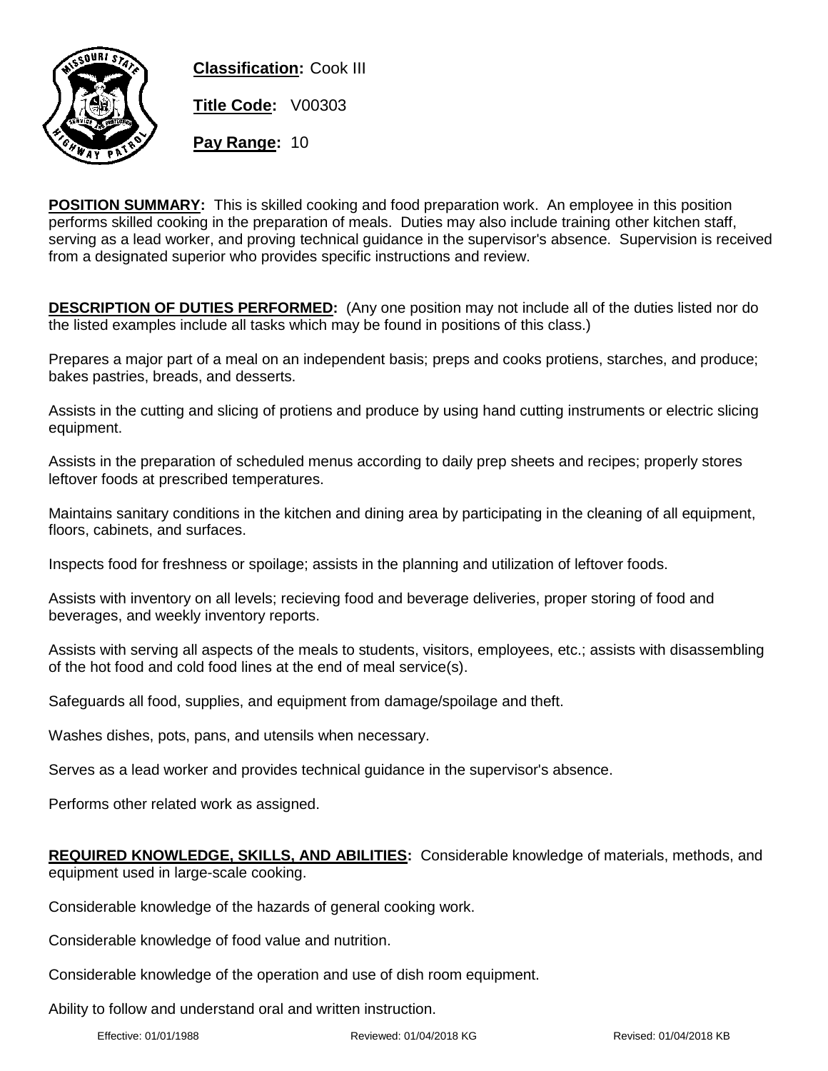**Classification:** Cook III

**Title Code:** V00303

**Pay Range:** 10

**POSITION SUMMARY:** This is skilled cooking and food preparation work. An employee in this position performs skilled cooking in the preparation of meals. Duties may also include training other kitchen staff, serving as a lead worker, and proving technical guidance in the supervisor's absence. Supervision is received from a designated superior who provides specific instructions and review.

**DESCRIPTION OF DUTIES PERFORMED:** (Any one position may not include all of the duties listed nor do the listed examples include all tasks which may be found in positions of this class.)

Prepares a major part of a meal on an independent basis; preps and cooks protiens, starches, and produce; bakes pastries, breads, and desserts.

Assists in the cutting and slicing of protiens and produce by using hand cutting instruments or electric slicing equipment.

Assists in the preparation of scheduled menus according to daily prep sheets and recipes; properly stores leftover foods at prescribed temperatures.

Maintains sanitary conditions in the kitchen and dining area by participating in the cleaning of all equipment, floors, cabinets, and surfaces.

Inspects food for freshness or spoilage; assists in the planning and utilization of leftover foods.

Assists with inventory on all levels; recieving food and beverage deliveries, proper storing of food and beverages, and weekly inventory reports.

Assists with serving all aspects of the meals to students, visitors, employees, etc.; assists with disassembling of the hot food and cold food lines at the end of meal service(s).

Safeguards all food, supplies, and equipment from damage/spoilage and theft.

Washes dishes, pots, pans, and utensils when necessary.

Serves as a lead worker and provides technical guidance in the supervisor's absence.

Performs other related work as assigned.

**REQUIRED KNOWLEDGE, SKILLS, AND ABILITIES:** Considerable knowledge of materials, methods, and equipment used in large-scale cooking.

Considerable knowledge of the hazards of general cooking work.

Considerable knowledge of food value and nutrition.

Considerable knowledge of the operation and use of dish room equipment.

Ability to follow and understand oral and written instruction.

Effective: 01/01/1988 Reviewed: 01/04/2018 KG Revised: 01/04/2018 KB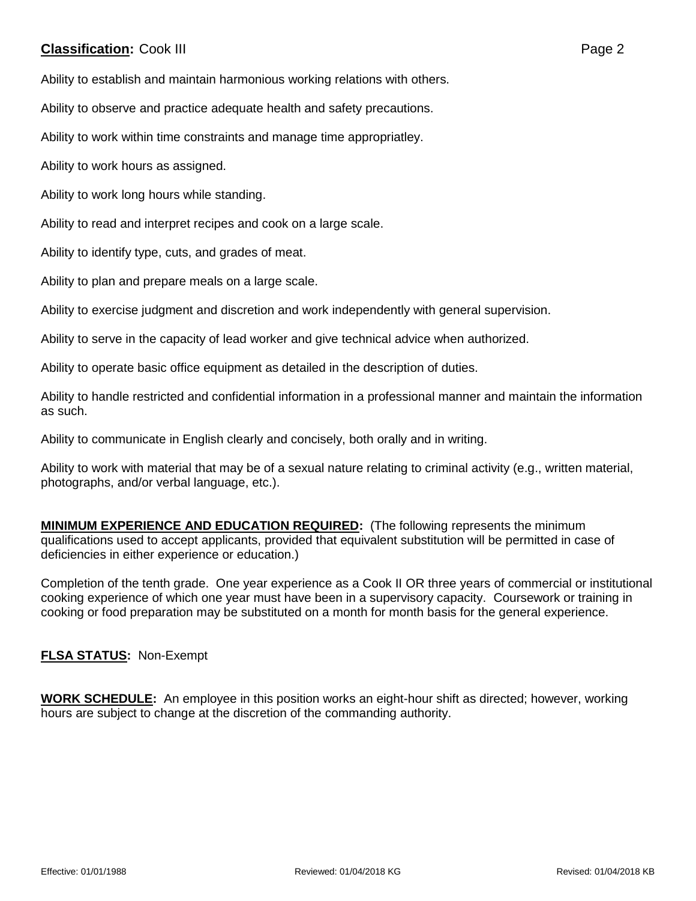Ability to establish and maintain harmonious working relations with others.

Ability to observe and practice adequate health and safety precautions.

Ability to work within time constraints and manage time appropriatley.

Ability to work hours as assigned.

Ability to work long hours while standing.

Ability to read and interpret recipes and cook on a large scale.

Ability to identify type, cuts, and grades of meat.

Ability to plan and prepare meals on a large scale.

Ability to exercise judgment and discretion and work independently with general supervision.

Ability to serve in the capacity of lead worker and give technical advice when authorized.

Ability to operate basic office equipment as detailed in the description of duties.

Ability to handle restricted and confidential information in a professional manner and maintain the information as such.

Ability to communicate in English clearly and concisely, both orally and in writing.

Ability to work with material that may be of a sexual nature relating to criminal activity (e.g., written material, photographs, and/or verbal language, etc.).

**MINIMUM EXPERIENCE AND EDUCATION REQUIRED:** (The following represents the minimum qualifications used to accept applicants, provided that equivalent substitution will be permitted in case of deficiencies in either experience or education.)

Completion of the tenth grade. One year experience as a Cook II OR three years of commercial or institutional cooking experience of which one year must have been in a supervisory capacity. Coursework or training in cooking or food preparation may be substituted on a month for month basis for the general experience.

**FLSA STATUS:** Non-Exempt

**WORK SCHEDULE:** An employee in this position works an eight-hour shift as directed; however, working hours are subject to change at the discretion of the commanding authority.